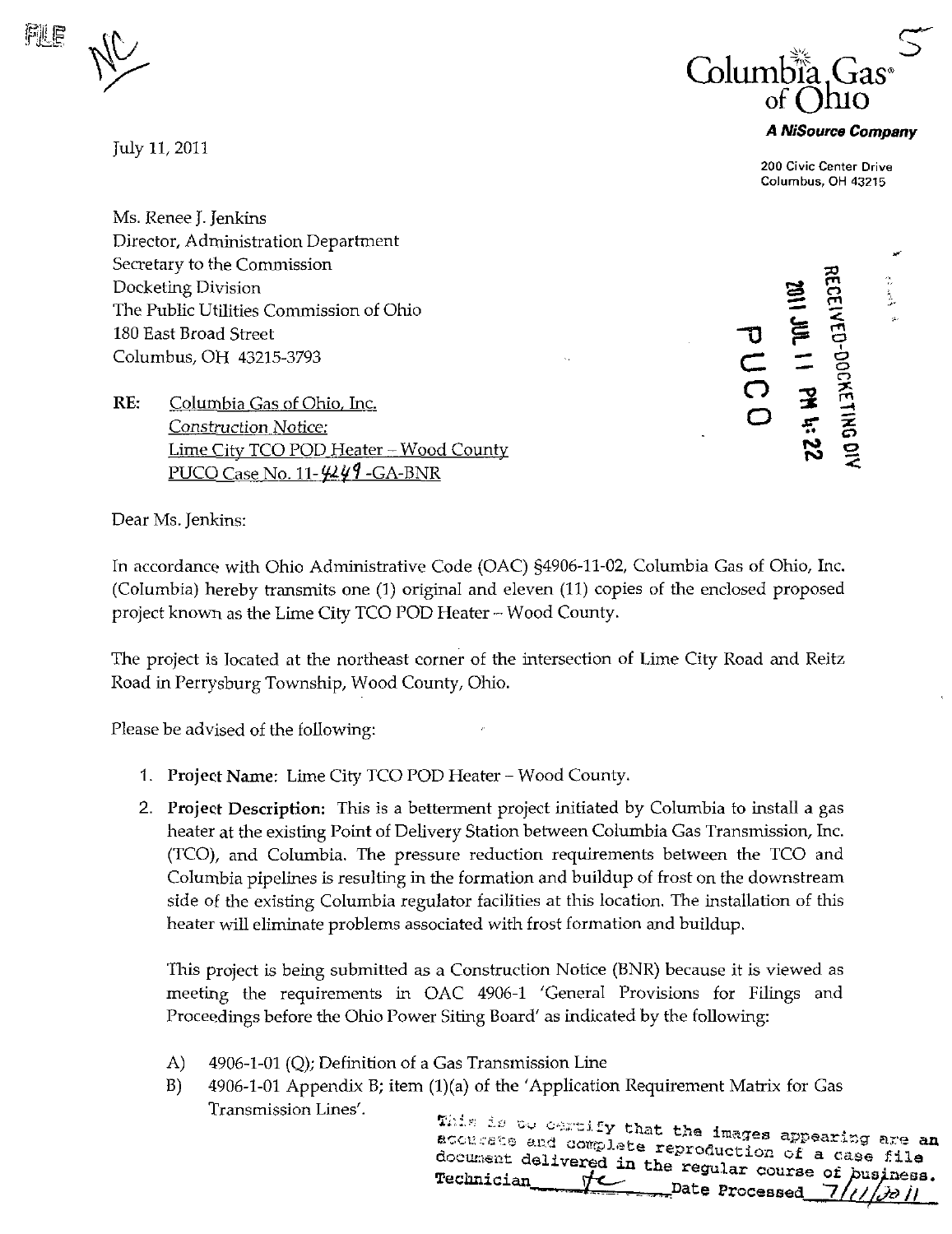Columbia Gas of Ohio

**A NiSource Company**

200 Civic Center Drive
Columbus, OH 43215

July 11, 2011

Ms. Renee J. Jenkins
Director, Administration Department
Secretary to the Commission
Docketing Division
The Public Utilities Commission of Ohio
180 East Broad Street
Columbus, OH 43215-3793

RECEIVED-DOCKETING DIV
2011 JUL 11 PM 4:22
PUCO

**RE:** Columbia Gas of Ohio, Inc.
*Construction Notice:*
Lime City TCO POD Heater – Wood County
PUCO Case No. 11-4249-GA-BNR

Dear Ms. Jenkins:

In accordance with Ohio Administrative Code (OAC) §4906-11-02, Columbia Gas of Ohio, Inc. (Columbia) hereby transmits one (1) original and eleven (11) copies of the enclosed proposed project known as the Lime City TCO POD Heater – Wood County.

The project is located at the northeast corner of the intersection of Lime City Road and Reitz Road in Perrysburg Township, Wood County, Ohio.

Please be advised of the following:

1. **Project Name:** Lime City TCO POD Heater – Wood County.
2. **Project Description:** This is a betterment project initiated by Columbia to install a gas heater at the existing Point of Delivery Station between Columbia Gas Transmission, Inc. (TCO), and Columbia. The pressure reduction requirements between the TCO and Columbia pipelines is resulting in the formation and buildup of frost on the downstream side of the existing Columbia regulator facilities at this location. The installation of this heater will eliminate problems associated with frost formation and buildup.

   This project is being submitted as a Construction Notice (BNR) because it is viewed as meeting the requirements in OAC 4906-1 'General Provisions for Filings and Proceedings before the Ohio Power Siting Board' as indicated by the following:

   A) 4906-1-01 (Q); Definition of a Gas Transmission Line
   B) 4906-1-01 Appendix B; item (1)(a) of the 'Application Requirement Matrix for Gas Transmission Lines'.

This is to certify that the images appearing are an accurate and complete reproduction of a case file document delivered in the regular course of business.
Technician ___ Date Processed 7/11/2011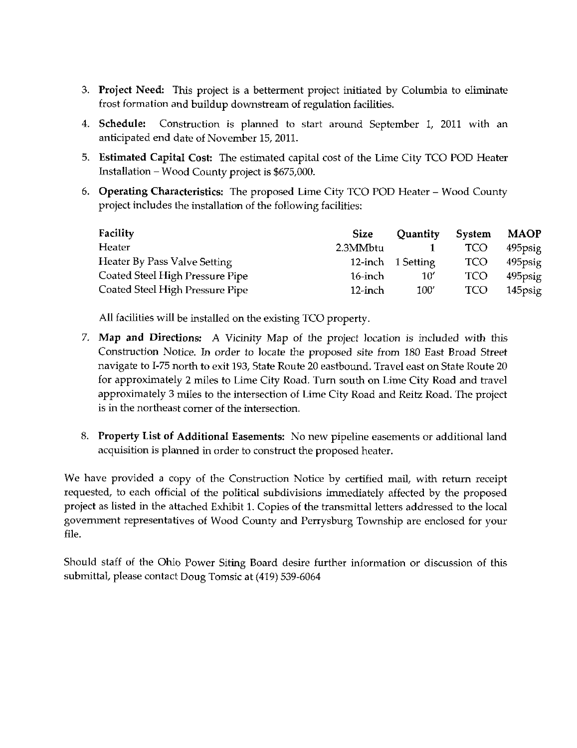3. **Project Need:** This project is a betterment project initiated by Columbia to eliminate frost formation and buildup downstream of regulation facilities.

4. **Schedule:** Construction is planned to start around September 1, 2011 with an anticipated end date of November 15, 2011.

5. **Estimated Capital Cost:** The estimated capital cost of the Lime City TCO POD Heater Installation – Wood County project is $675,000.

6. **Operating Characteristics:** The proposed Lime City TCO POD Heater – Wood County project includes the installation of the following facilities:

| Facility | Size | Quantity | System | MAOP |
|---|---|---|---|---|
| Heater | 2.3MMbtu | 1 | TCO | 495psig |
| Heater By Pass Valve Setting | 12-inch | 1 Setting | TCO | 495psig |
| Coated Steel High Pressure Pipe | 16-inch | 10' | TCO | 495psig |
| Coated Steel High Pressure Pipe | 12-inch | 100' | TCO | 145psig |

   All facilities will be installed on the existing TCO property.

7. **Map and Directions:** A Vicinity Map of the project location is included with this Construction Notice. In order to locate the proposed site from 180 East Broad Street navigate to I-75 north to exit 193, State Route 20 eastbound. Travel east on State Route 20 for approximately 2 miles to Lime City Road. Turn south on Lime City Road and travel approximately 3 miles to the intersection of Lime City Road and Reitz Road. The project is in the northeast corner of the intersection.

8. **Property List of Additional Easements:** No new pipeline easements or additional land acquisition is planned in order to construct the proposed heater.

We have provided a copy of the Construction Notice by certified mail, with return receipt requested, to each official of the political subdivisions immediately affected by the proposed project as listed in the attached Exhibit 1. Copies of the transmittal letters addressed to the local government representatives of Wood County and Perrysburg Township are enclosed for your file.

Should staff of the Ohio Power Siting Board desire further information or discussion of this submittal, please contact Doug Tomsic at (419) 539-6064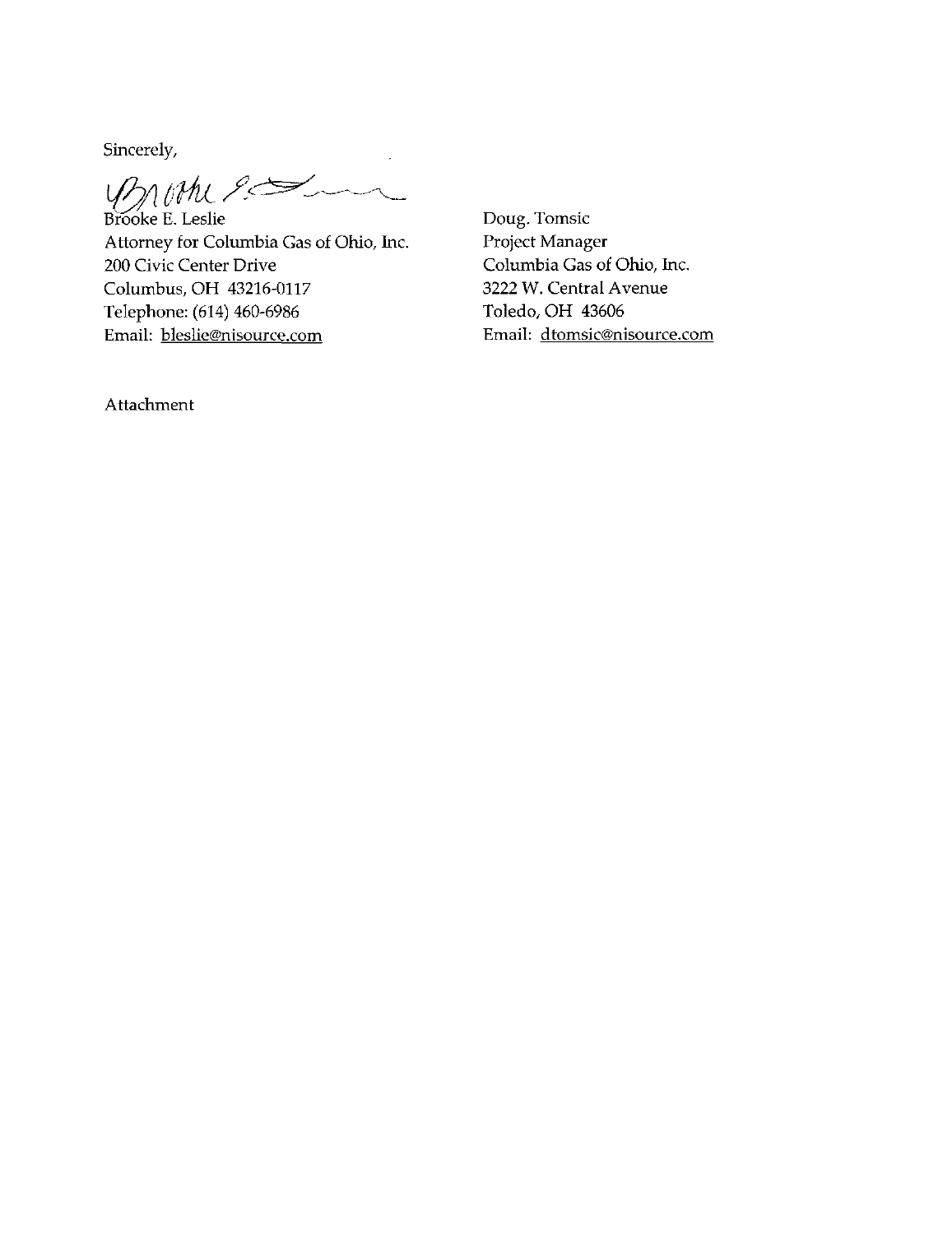Sincerely,

Brooke E. Leslie
Attorney for Columbia Gas of Ohio, Inc.
200 Civic Center Drive
Columbus, OH 43216-0117
Telephone: (614) 460-6986
Email: bleslie@nisource.com

Doug. Tomsic
Project Manager
Columbia Gas of Ohio, Inc.
3222 W. Central Avenue
Toledo, OH 43606
Email: dtomsic@nisource.com

Attachment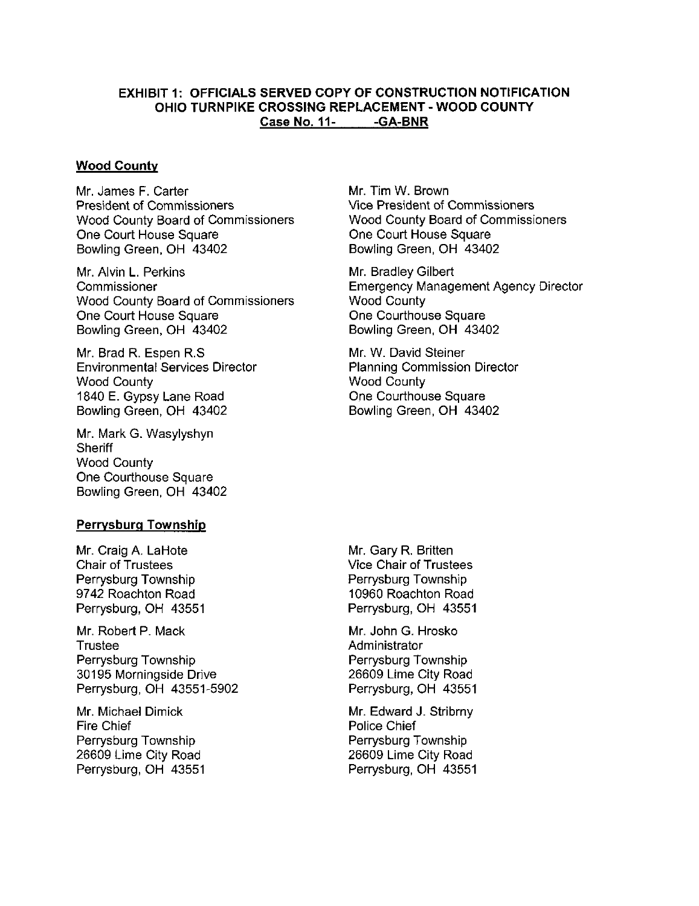**EXHIBIT 1: OFFICIALS SERVED COPY OF CONSTRUCTION NOTIFICATION**
**OHIO TURNPIKE CROSSING REPLACEMENT - WOOD COUNTY**
**Case No. 11-\_\_\_\_\_-GA-BNR**

**Wood County**

Mr. James F. Carter
President of Commissioners
Wood County Board of Commissioners
One Court House Square
Bowling Green, OH 43402

Mr. Tim W. Brown
Vice President of Commissioners
Wood County Board of Commissioners
One Court House Square
Bowling Green, OH 43402

Mr. Alvin L. Perkins
Commissioner
Wood County Board of Commissioners
One Court House Square
Bowling Green, OH 43402

Mr. Bradley Gilbert
Emergency Management Agency Director
Wood County
One Courthouse Square
Bowling Green, OH 43402

Mr. Brad R. Espen R.S
Environmental Services Director
Wood County
1840 E. Gypsy Lane Road
Bowling Green, OH 43402

Mr. W. David Steiner
Planning Commission Director
Wood County
One Courthouse Square
Bowling Green, OH 43402

Mr. Mark G. Wasylyshyn
Sheriff
Wood County
One Courthouse Square
Bowling Green, OH 43402

**Perrysburg Township**

Mr. Craig A. LaHote
Chair of Trustees
Perrysburg Township
9742 Roachton Road
Perrysburg, OH 43551

Mr. Gary R. Britten
Vice Chair of Trustees
Perrysburg Township
10960 Roachton Road
Perrysburg, OH 43551

Mr. Robert P. Mack
Trustee
Perrysburg Township
30195 Morningside Drive
Perrysburg, OH 43551-5902

Mr. John G. Hrosko
Administrator
Perrysburg Township
26609 Lime City Road
Perrysburg, OH 43551

Mr. Michael Dimick
Fire Chief
Perrysburg Township
26609 Lime City Road
Perrysburg, OH 43551

Mr. Edward J. Stribrny
Police Chief
Perrysburg Township
26609 Lime City Road
Perrysburg, OH 43551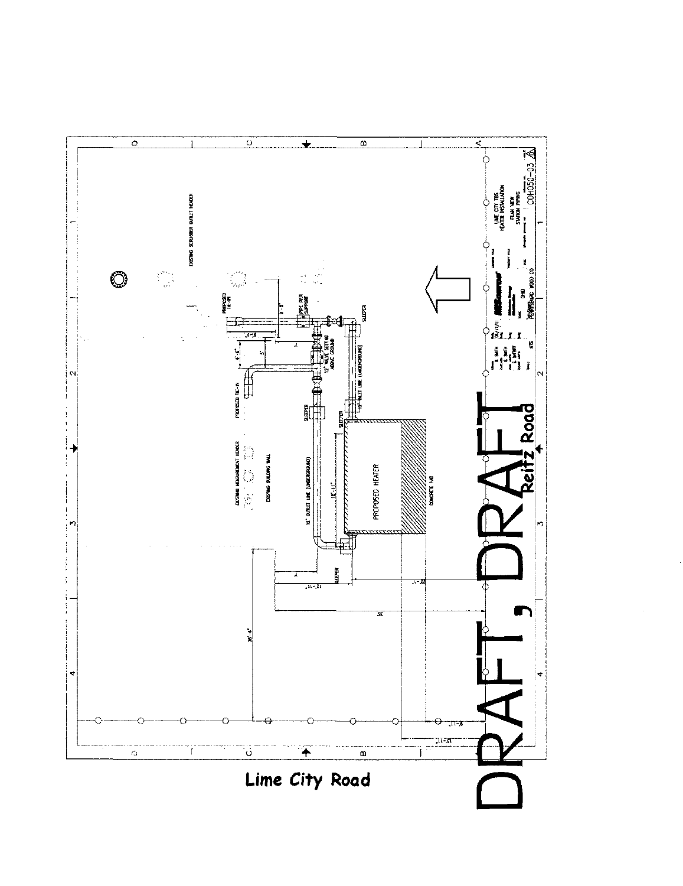EXISTING SCRUBBER OUTLET HEADER

PROPOSED TIE-IN

PIPE PIER SUPPORT

SLEEPER

12" VALVE SETTING ABOVE GROUND

12" INLET LINE (UNDERGROUND)

PROPOSED TIE-IN

EXISTING MEASUREMENT HEADER

EXISTING BUILDING WALL

12" OUTLET LINE (UNDERGROUND)

SLEEPER

SLEEPER

PROPOSED HEATER

CONCRETE PAD

SLEEPER

LIME CITY TBS HEATER INSTALLATION PLAN VIEW STATION PIPING

PERRYSBURG, WOOD CO

OHIO

COH050-03

DRAFT, DRAFT

Reitz Road

Lime City Road